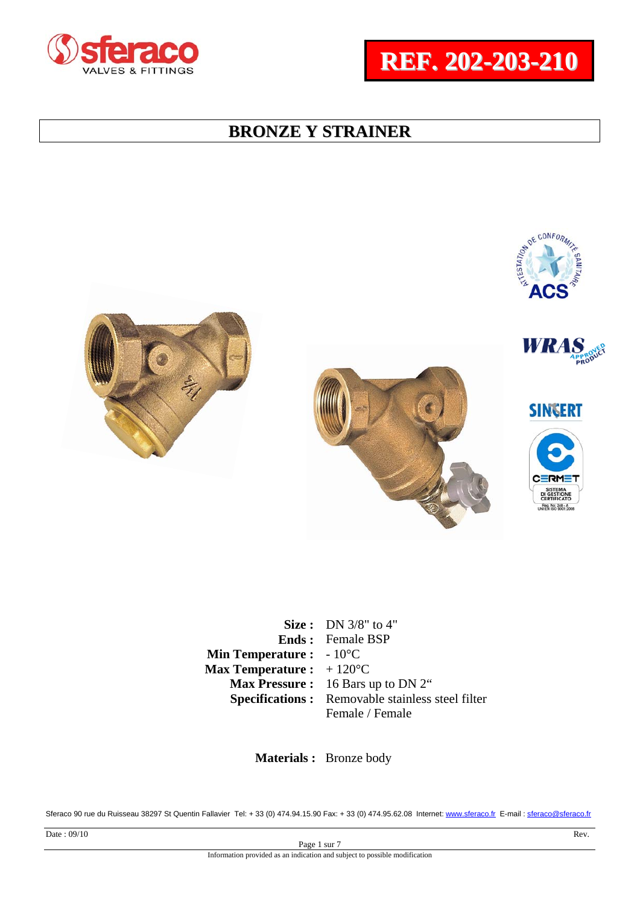# REF. 202-203-210

## BRONZE Y STRAINER

| | |
|---|---|
| **Size :** | DN 3/8" to 4" |
| **Ends :** | Female BSP |
| **Min Temperature :** | - 10°C |
| **Max Temperature :** | + 120°C |
| **Max Pressure :** | 16 Bars up to DN 2" |
| **Specifications :** | Removable stainless steel filter<br>Female / Female |

**Materials :** Bronze body

Sferaco 90 rue du Ruisseau 38297 St Quentin Fallavier Tel: + 33 (0) 474.94.15.90 Fax: + 33 (0) 474.95.62.08 Internet: www.sferaco.fr E-mail : sferaco@sferaco.fr

Date : 09/10 Rev.

Information provided as an indication and subject to possible modification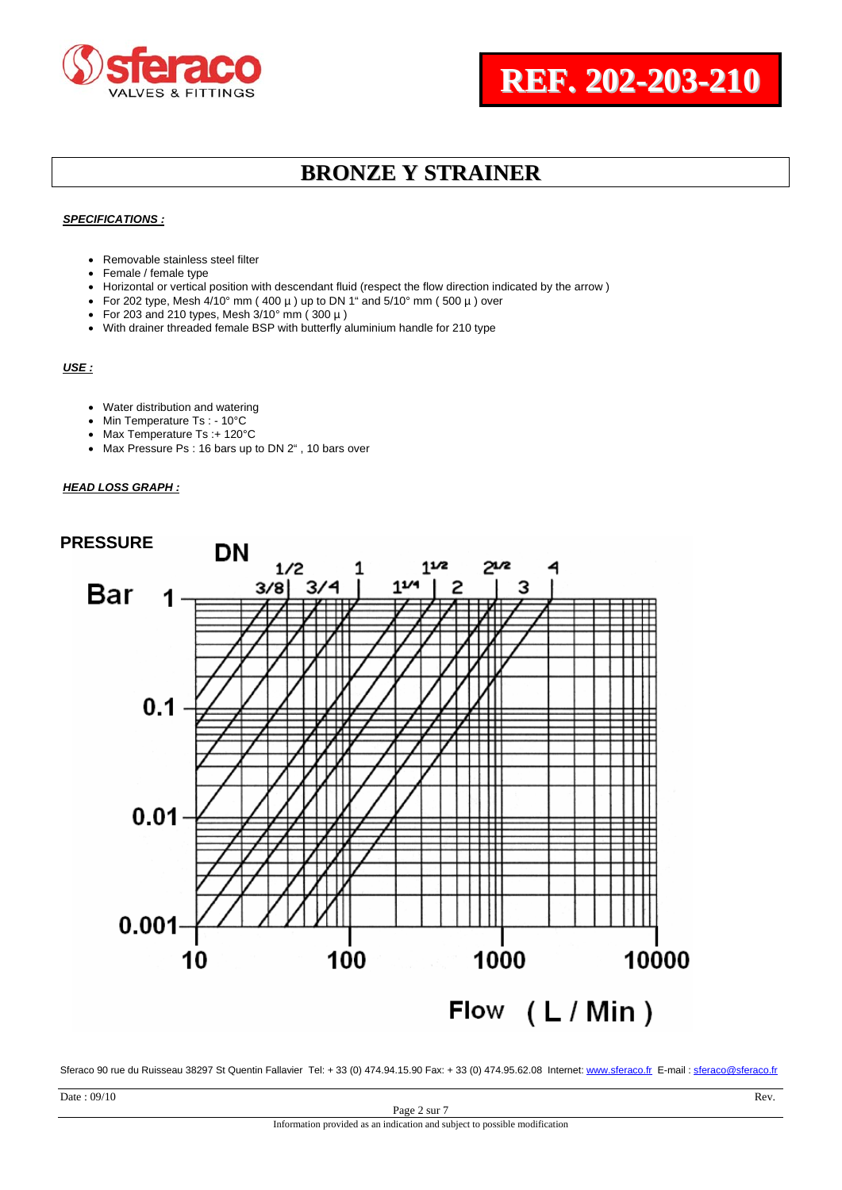# REF. 202-203-210

## BRONZE Y STRAINER

***SPECIFICATIONS :***

- Removable stainless steel filter
- Female / female type
- Horizontal or vertical position with descendant fluid (respect the flow direction indicated by the arrow )
- For 202 type, Mesh 4/10° mm ( 400 µ ) up to DN 1" and 5/10° mm ( 500 µ ) over
- For 203 and 210 types, Mesh 3/10° mm ( 300 µ )
- With drainer threaded female BSP with butterfly aluminium handle for 210 type

***USE :***

- Water distribution and watering
- Min Temperature Ts : - 10°C
- Max Temperature Ts :+ 120°C
- Max Pressure Ps : 16 bars up to DN 2" , 10 bars over

***HEAD LOSS GRAPH :***

PRESSURE

Bar

DN: 3/8, 1/2, 3/4, 1, 1 1/4, 1 1/2, 2, 2 1/2, 3, 4

1

0.1

0.01

0.001

10 100 1000 10000

Flow ( L / Min )

Sferaco 90 rue du Ruisseau 38297 St Quentin Fallavier Tel: + 33 (0) 474.94.15.90 Fax: + 33 (0) 474.95.62.08 Internet: www.sferaco.fr E-mail : sferaco@sferaco.fr

Date : 09/10 Rev.

Information provided as an indication and subject to possible modification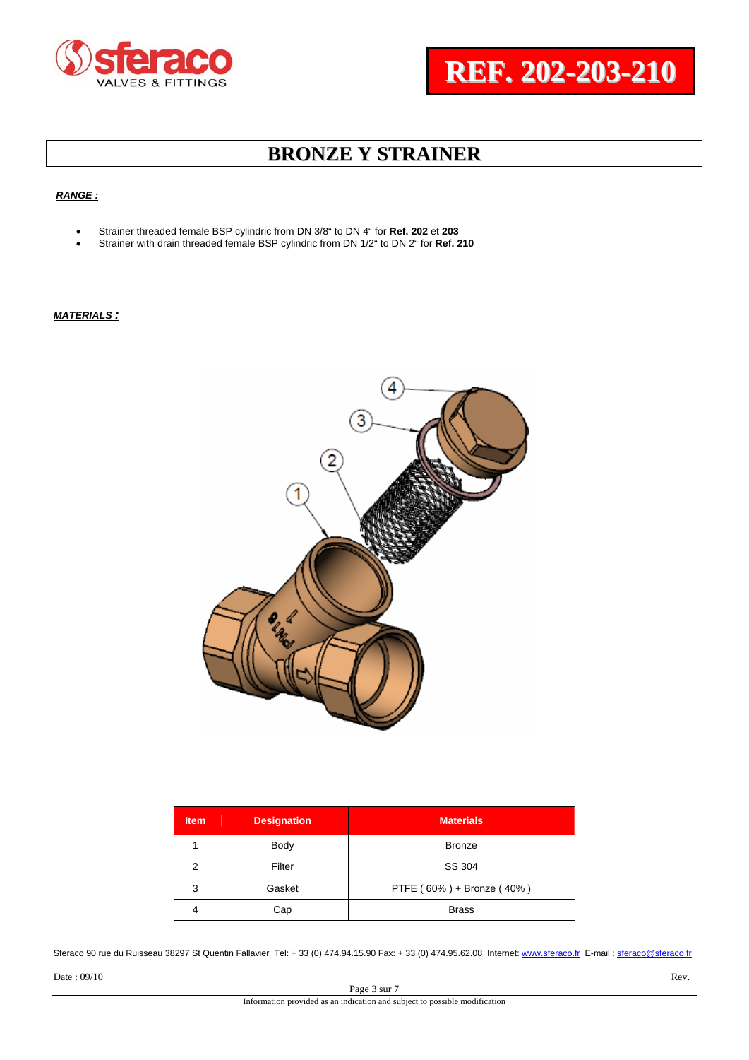# REF. 202-203-210

# BRONZE Y STRAINER

***RANGE :***

- Strainer threaded female BSP cylindric from DN 3/8" to DN 4" for **Ref. 202** et **203**
- Strainer with drain threaded female BSP cylindric from DN 1/2" to DN 2" for **Ref. 210**

***MATERIALS :***

| Item | Designation | Materials |
|---|---|---|
| 1 | Body | Bronze |
| 2 | Filter | SS 304 |
| 3 | Gasket | PTFE ( 60% ) + Bronze ( 40% ) |
| 4 | Cap | Brass |

Sferaco 90 rue du Ruisseau 38297 St Quentin Fallavier Tel: + 33 (0) 474.94.15.90 Fax: + 33 (0) 474.95.62.08 Internet: www.sferaco.fr E-mail : sferaco@sferaco.fr

Date : 09/10 Rev.

Information provided as an indication and subject to possible modification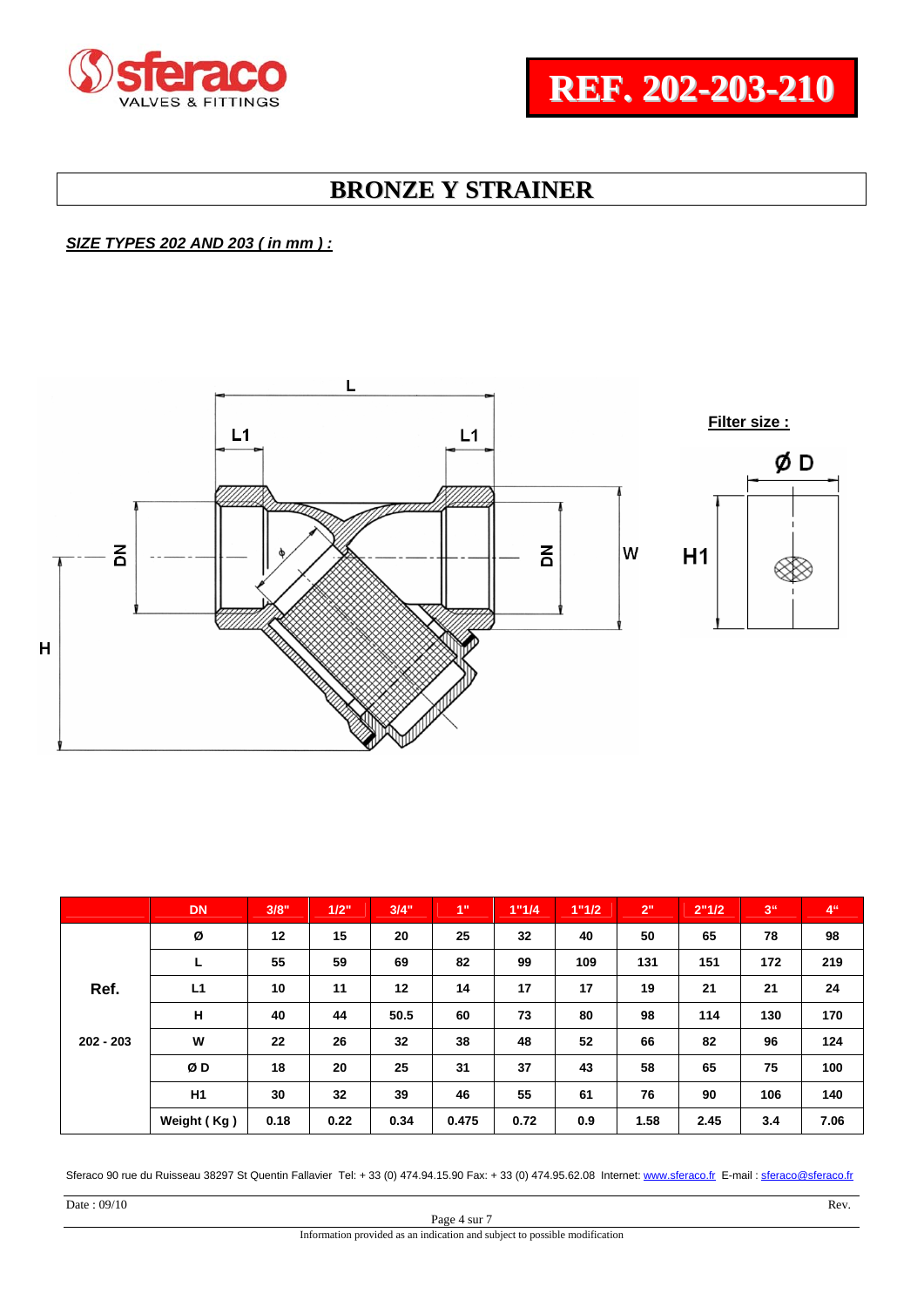REF. 202-203-210

# BRONZE Y STRAINER

***SIZE TYPES 202 AND 203 ( in mm ) :***

Filter size :

| | DN | 3/8" | 1/2" | 3/4" | 1" | 1"1/4 | 1"1/2 | 2" | 2"1/2 | 3" | 4" |
|---|---|---|---|---|---|---|---|---|---|---|---|
| Ref. | Ø | 12 | 15 | 20 | 25 | 32 | 40 | 50 | 65 | 78 | 98 |
| | L | 55 | 59 | 69 | 82 | 99 | 109 | 131 | 151 | 172 | 219 |
| | L1 | 10 | 11 | 12 | 14 | 17 | 17 | 19 | 21 | 21 | 24 |
| | H | 40 | 44 | 50.5 | 60 | 73 | 80 | 98 | 114 | 130 | 170 |
| 202 - 203 | W | 22 | 26 | 32 | 38 | 48 | 52 | 66 | 82 | 96 | 124 |
| | Ø D | 18 | 20 | 25 | 31 | 37 | 43 | 58 | 65 | 75 | 100 |
| | H1 | 30 | 32 | 39 | 46 | 55 | 61 | 76 | 90 | 106 | 140 |
| | Weight ( Kg ) | 0.18 | 0.22 | 0.34 | 0.475 | 0.72 | 0.9 | 1.58 | 2.45 | 3.4 | 7.06 |

Sferaco 90 rue du Ruisseau 38297 St Quentin Fallavier Tel: + 33 (0) 474.94.15.90 Fax: + 33 (0) 474.95.62.08 Internet: www.sferaco.fr E-mail : sferaco@sferaco.fr

Date : 09/10 Rev.

Information provided as an indication and subject to possible modification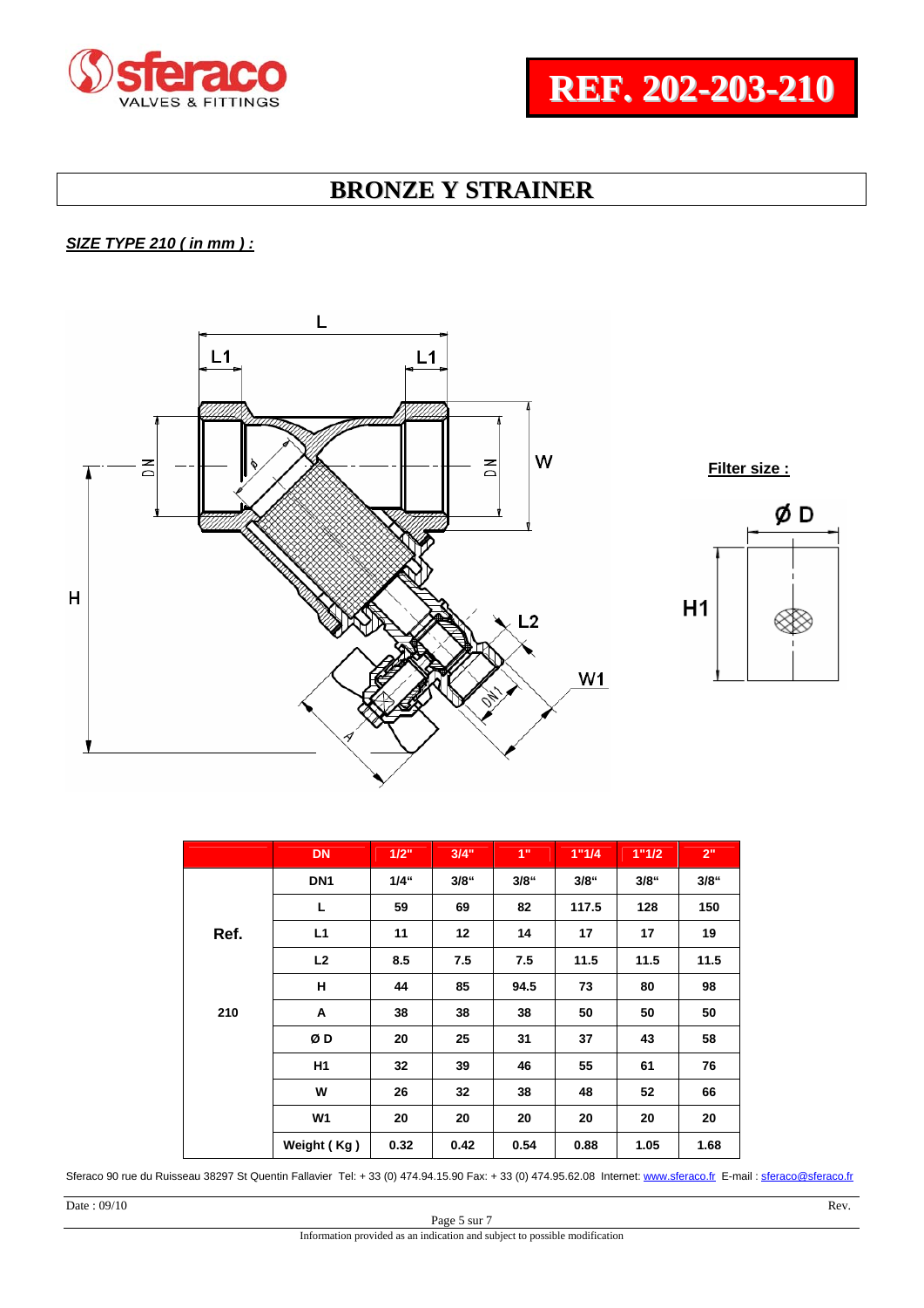# REF. 202-203-210

## BRONZE Y STRAINER

***SIZE TYPE 210 ( in mm ) :***

**Filter size :**

| | DN | 1/2" | 3/4" | 1" | 1"1/4 | 1"1/2 | 2" |
|---|---|---|---|---|---|---|---|
| | DN1 | 1/4" | 3/8" | 3/8" | 3/8" | 3/8" | 3/8" |
| | L | 59 | 69 | 82 | 117.5 | 128 | 150 |
| **Ref.** | L1 | 11 | 12 | 14 | 17 | 17 | 19 |
| | L2 | 8.5 | 7.5 | 7.5 | 11.5 | 11.5 | 11.5 |
| | H | 44 | 85 | 94.5 | 73 | 80 | 98 |
| **210** | A | 38 | 38 | 38 | 50 | 50 | 50 |
| | Ø D | 20 | 25 | 31 | 37 | 43 | 58 |
| | H1 | 32 | 39 | 46 | 55 | 61 | 76 |
| | W | 26 | 32 | 38 | 48 | 52 | 66 |
| | W1 | 20 | 20 | 20 | 20 | 20 | 20 |
| | Weight ( Kg ) | 0.32 | 0.42 | 0.54 | 0.88 | 1.05 | 1.68 |

Sferaco 90 rue du Ruisseau 38297 St Quentin Fallavier Tel: + 33 (0) 474.94.15.90 Fax: + 33 (0) 474.95.62.08 Internet: www.sferaco.fr E-mail : sferaco@sferaco.fr

Date : 09/10 Rev.

Information provided as an indication and subject to possible modification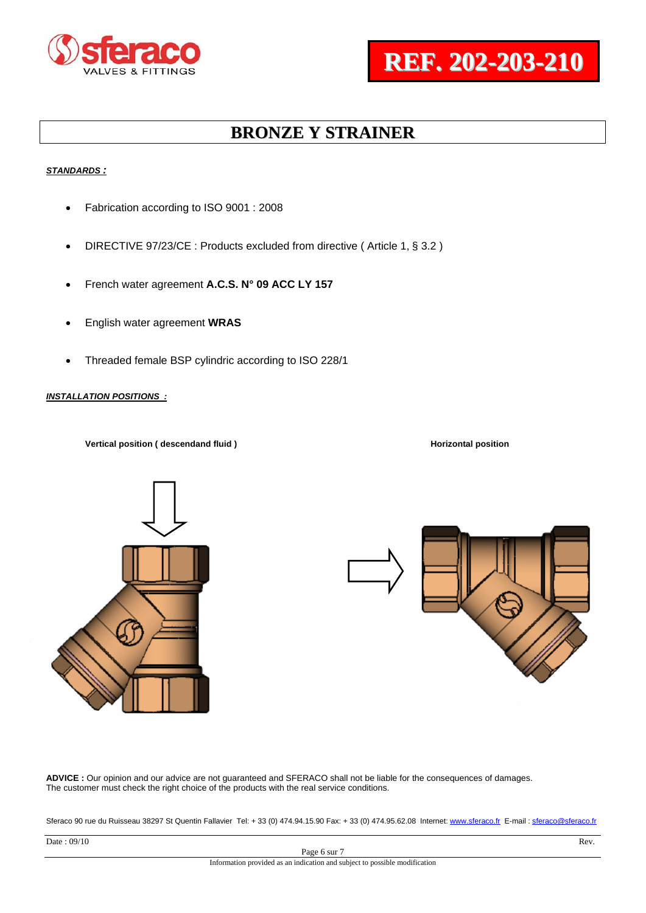**REF. 202-203-210**

# BRONZE Y STRAINER

***STANDARDS :***

- Fabrication according to ISO 9001 : 2008
- DIRECTIVE 97/23/CE : Products excluded from directive ( Article 1, § 3.2 )
- French water agreement **A.C.S. N° 09 ACC LY 157**
- English water agreement **WRAS**
- Threaded female BSP cylindric according to ISO 228/1

***INSTALLATION POSITIONS :***

**Vertical position ( descendand fluid )**

**Horizontal position**

**ADVICE :** Our opinion and our advice are not guaranteed and SFERACO shall not be liable for the consequences of damages. The customer must check the right choice of the products with the real service conditions.

Sferaco 90 rue du Ruisseau 38297 St Quentin Fallavier Tel: + 33 (0) 474.94.15.90 Fax: + 33 (0) 474.95.62.08 Internet: www.sferaco.fr E-mail : sferaco@sferaco.fr

Date : 09/10

Rev.

Information provided as an indication and subject to possible modification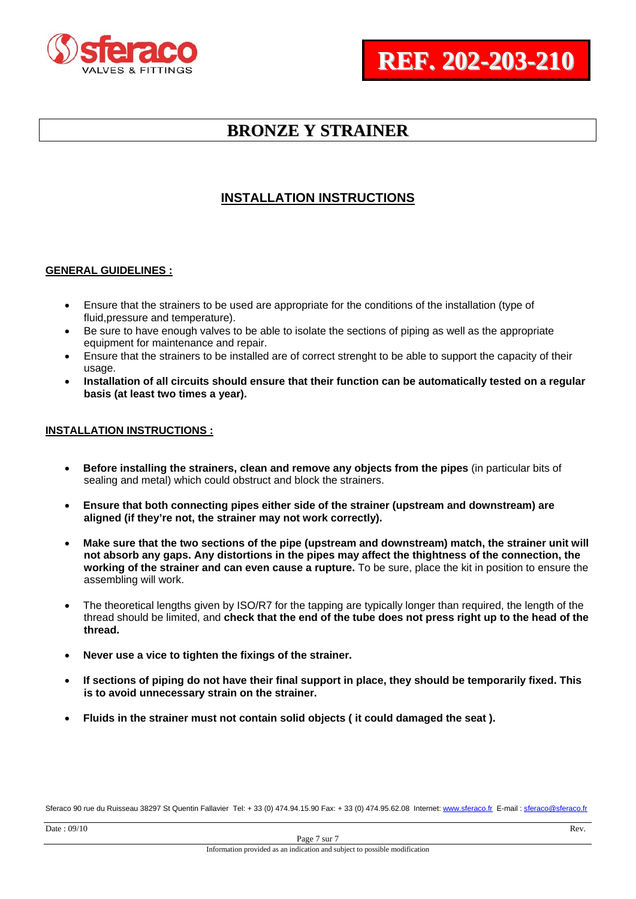# REF. 202-203-210

## BRONZE Y STRAINER

### INSTALLATION INSTRUCTIONS

**GENERAL GUIDELINES :**

- Ensure that the strainers to be used are appropriate for the conditions of the installation (type of fluid,pressure and temperature).
- Be sure to have enough valves to be able to isolate the sections of piping as well as the appropriate equipment for maintenance and repair.
- Ensure that the strainers to be installed are of correct strenght to be able to support the capacity of their usage.
- **Installation of all circuits should ensure that their function can be automatically tested on a regular basis (at least two times a year).**

**INSTALLATION INSTRUCTIONS :**

- **Before installing the strainers, clean and remove any objects from the pipes** (in particular bits of sealing and metal) which could obstruct and block the strainers.

- **Ensure that both connecting pipes either side of the strainer (upstream and downstream) are aligned (if they're not, the strainer may not work correctly).**

- **Make sure that the two sections of the pipe (upstream and downstream) match, the strainer unit will not absorb any gaps. Any distortions in the pipes may affect the thightness of the connection, the working of the strainer and can even cause a rupture.** To be sure, place the kit in position to ensure the assembling will work.

- The theoretical lengths given by ISO/R7 for the tapping are typically longer than required, the length of the thread should be limited, and **check that the end of the tube does not press right up to the head of the thread.**

- **Never use a vice to tighten the fixings of the strainer.**

- **If sections of piping do not have their final support in place, they should be temporarily fixed. This is to avoid unnecessary strain on the strainer.**

- **Fluids in the strainer must not contain solid objects ( it could damaged the seat ).**

Sferaco 90 rue du Ruisseau 38297 St Quentin Fallavier Tel: + 33 (0) 474.94.15.90 Fax: + 33 (0) 474.95.62.08 Internet: www.sferaco.fr E-mail : sferaco@sferaco.fr

Date : 09/10 Rev.

Information provided as an indication and subject to possible modification